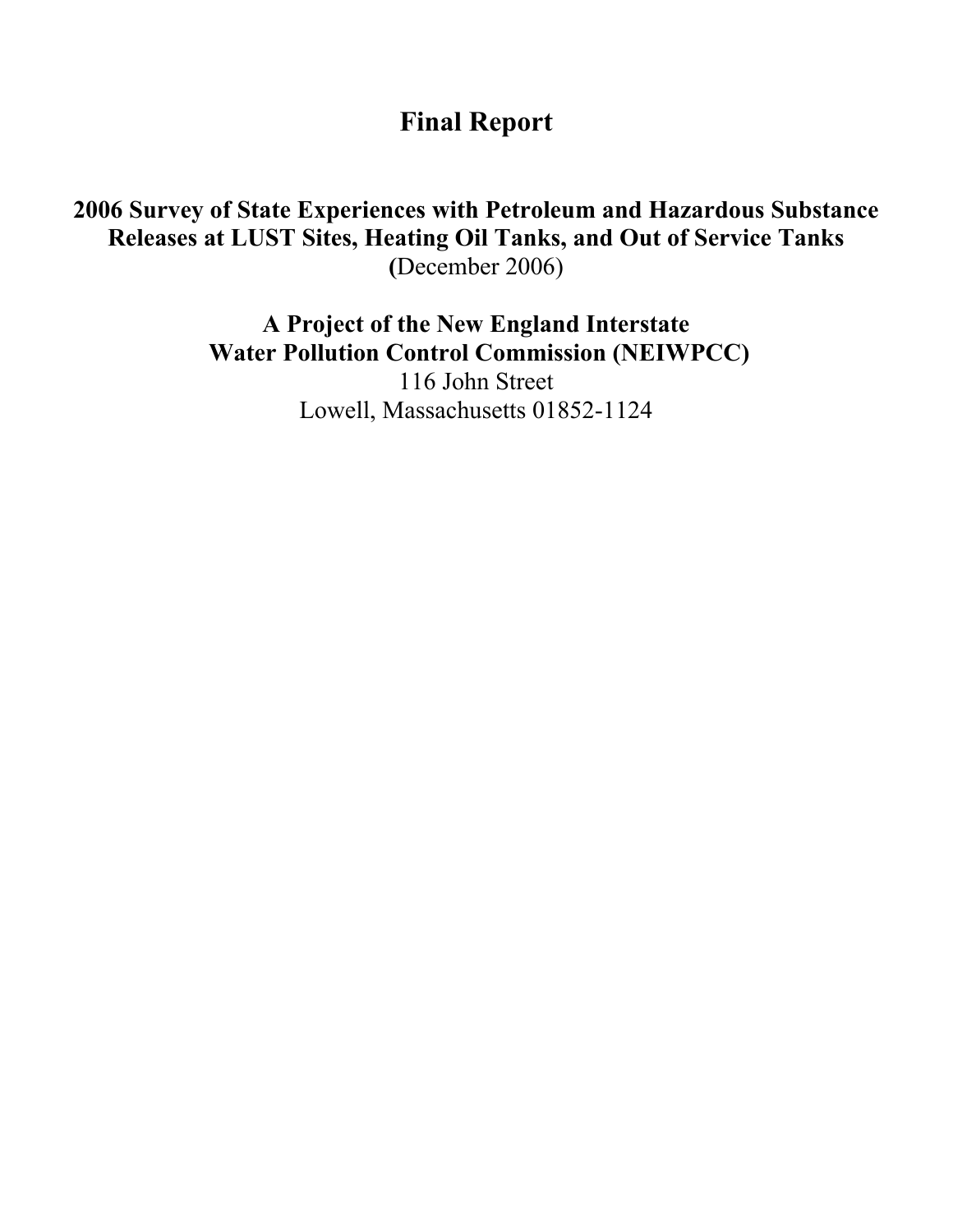# Final Report

**2006 Survey of State Experiences with Petroleum and Hazardous Substance Releases at LUST Sites, Heating Oil Tanks, and Out of Service Tanks**
**(**December 2006)

**A Project of the New England Interstate Water Pollution Control Commission (NEIWPCC)**
116 John Street
Lowell, Massachusetts 01852-1124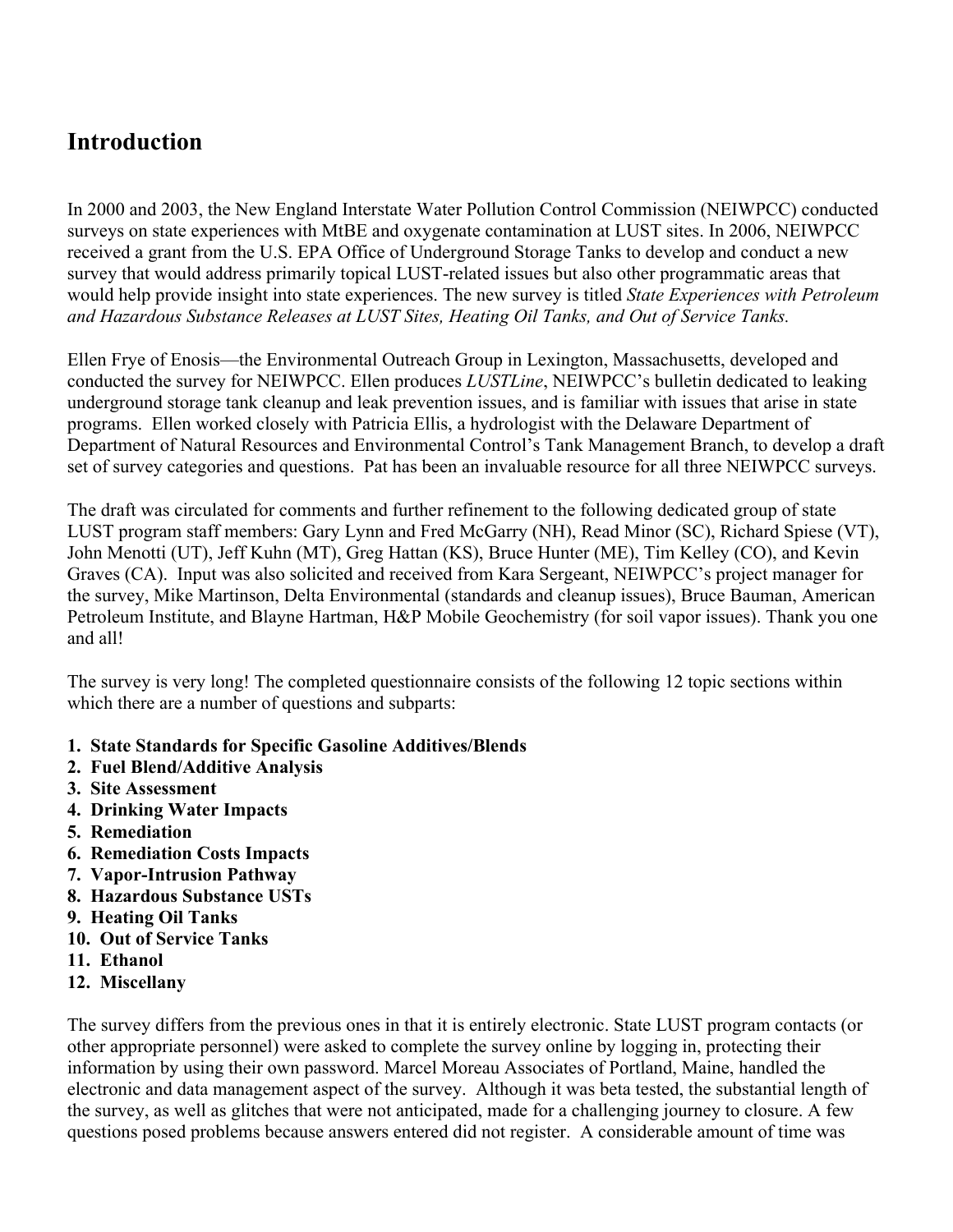## Introduction

In 2000 and 2003, the New England Interstate Water Pollution Control Commission (NEIWPCC) conducted surveys on state experiences with MtBE and oxygenate contamination at LUST sites. In 2006, NEIWPCC received a grant from the U.S. EPA Office of Underground Storage Tanks to develop and conduct a new survey that would address primarily topical LUST-related issues but also other programmatic areas that would help provide insight into state experiences. The new survey is titled *State Experiences with Petroleum and Hazardous Substance Releases at LUST Sites, Heating Oil Tanks, and Out of Service Tanks.*

Ellen Frye of Enosis—the Environmental Outreach Group in Lexington, Massachusetts, developed and conducted the survey for NEIWPCC. Ellen produces *LUSTLine*, NEIWPCC's bulletin dedicated to leaking underground storage tank cleanup and leak prevention issues, and is familiar with issues that arise in state programs. Ellen worked closely with Patricia Ellis, a hydrologist with the Delaware Department of Department of Natural Resources and Environmental Control's Tank Management Branch, to develop a draft set of survey categories and questions. Pat has been an invaluable resource for all three NEIWPCC surveys.

The draft was circulated for comments and further refinement to the following dedicated group of state LUST program staff members: Gary Lynn and Fred McGarry (NH), Read Minor (SC), Richard Spiese (VT), John Menotti (UT), Jeff Kuhn (MT), Greg Hattan (KS), Bruce Hunter (ME), Tim Kelley (CO), and Kevin Graves (CA). Input was also solicited and received from Kara Sergeant, NEIWPCC's project manager for the survey, Mike Martinson, Delta Environmental (standards and cleanup issues), Bruce Bauman, American Petroleum Institute, and Blayne Hartman, H&P Mobile Geochemistry (for soil vapor issues). Thank you one and all!

The survey is very long! The completed questionnaire consists of the following 12 topic sections within which there are a number of questions and subparts:

1. **State Standards for Specific Gasoline Additives/Blends**
2. **Fuel Blend/Additive Analysis**
3. **Site Assessment**
4. **Drinking Water Impacts**
5. **Remediation**
6. **Remediation Costs Impacts**
7. **Vapor-Intrusion Pathway**
8. **Hazardous Substance USTs**
9. **Heating Oil Tanks**
10. **Out of Service Tanks**
11. **Ethanol**
12. **Miscellany**

The survey differs from the previous ones in that it is entirely electronic. State LUST program contacts (or other appropriate personnel) were asked to complete the survey online by logging in, protecting their information by using their own password. Marcel Moreau Associates of Portland, Maine, handled the electronic and data management aspect of the survey. Although it was beta tested, the substantial length of the survey, as well as glitches that were not anticipated, made for a challenging journey to closure. A few questions posed problems because answers entered did not register. A considerable amount of time was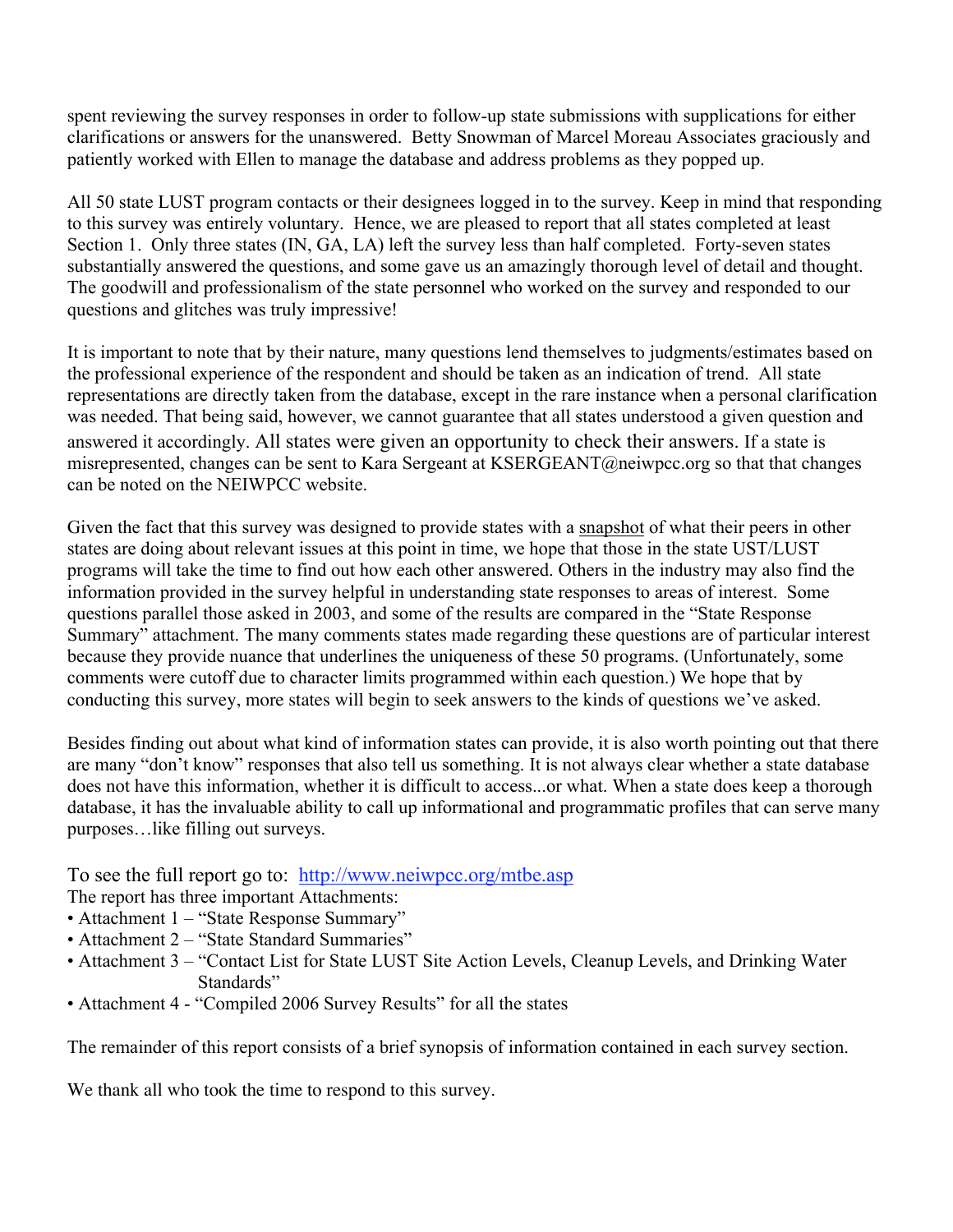spent reviewing the survey responses in order to follow-up state submissions with supplications for either clarifications or answers for the unanswered. Betty Snowman of Marcel Moreau Associates graciously and patiently worked with Ellen to manage the database and address problems as they popped up.

All 50 state LUST program contacts or their designees logged in to the survey. Keep in mind that responding to this survey was entirely voluntary. Hence, we are pleased to report that all states completed at least Section 1. Only three states (IN, GA, LA) left the survey less than half completed. Forty-seven states substantially answered the questions, and some gave us an amazingly thorough level of detail and thought. The goodwill and professionalism of the state personnel who worked on the survey and responded to our questions and glitches was truly impressive!

It is important to note that by their nature, many questions lend themselves to judgments/estimates based on the professional experience of the respondent and should be taken as an indication of trend. All state representations are directly taken from the database, except in the rare instance when a personal clarification was needed. That being said, however, we cannot guarantee that all states understood a given question and answered it accordingly. All states were given an opportunity to check their answers. If a state is misrepresented, changes can be sent to Kara Sergeant at KSERGEANT@neiwpcc.org so that that changes can be noted on the NEIWPCC website.

Given the fact that this survey was designed to provide states with a <u>snapshot</u> of what their peers in other states are doing about relevant issues at this point in time, we hope that those in the state UST/LUST programs will take the time to find out how each other answered. Others in the industry may also find the information provided in the survey helpful in understanding state responses to areas of interest. Some questions parallel those asked in 2003, and some of the results are compared in the "State Response Summary" attachment. The many comments states made regarding these questions are of particular interest because they provide nuance that underlines the uniqueness of these 50 programs. (Unfortunately, some comments were cutoff due to character limits programmed within each question.) We hope that by conducting this survey, more states will begin to seek answers to the kinds of questions we've asked.

Besides finding out about what kind of information states can provide, it is also worth pointing out that there are many "don't know" responses that also tell us something. It is not always clear whether a state database does not have this information, whether it is difficult to access...or what. When a state does keep a thorough database, it has the invaluable ability to call up informational and programmatic profiles that can serve many purposes…like filling out surveys.

To see the full report go to: [http://www.neiwpcc.org/mtbe.asp](http://www.neiwpcc.org/mtbe.asp)

The report has three important Attachments:

- Attachment 1 – "State Response Summary"
- Attachment 2 – "State Standard Summaries"
- Attachment 3 – "Contact List for State LUST Site Action Levels, Cleanup Levels, and Drinking Water Standards"
- Attachment 4 - "Compiled 2006 Survey Results" for all the states

The remainder of this report consists of a brief synopsis of information contained in each survey section.

We thank all who took the time to respond to this survey.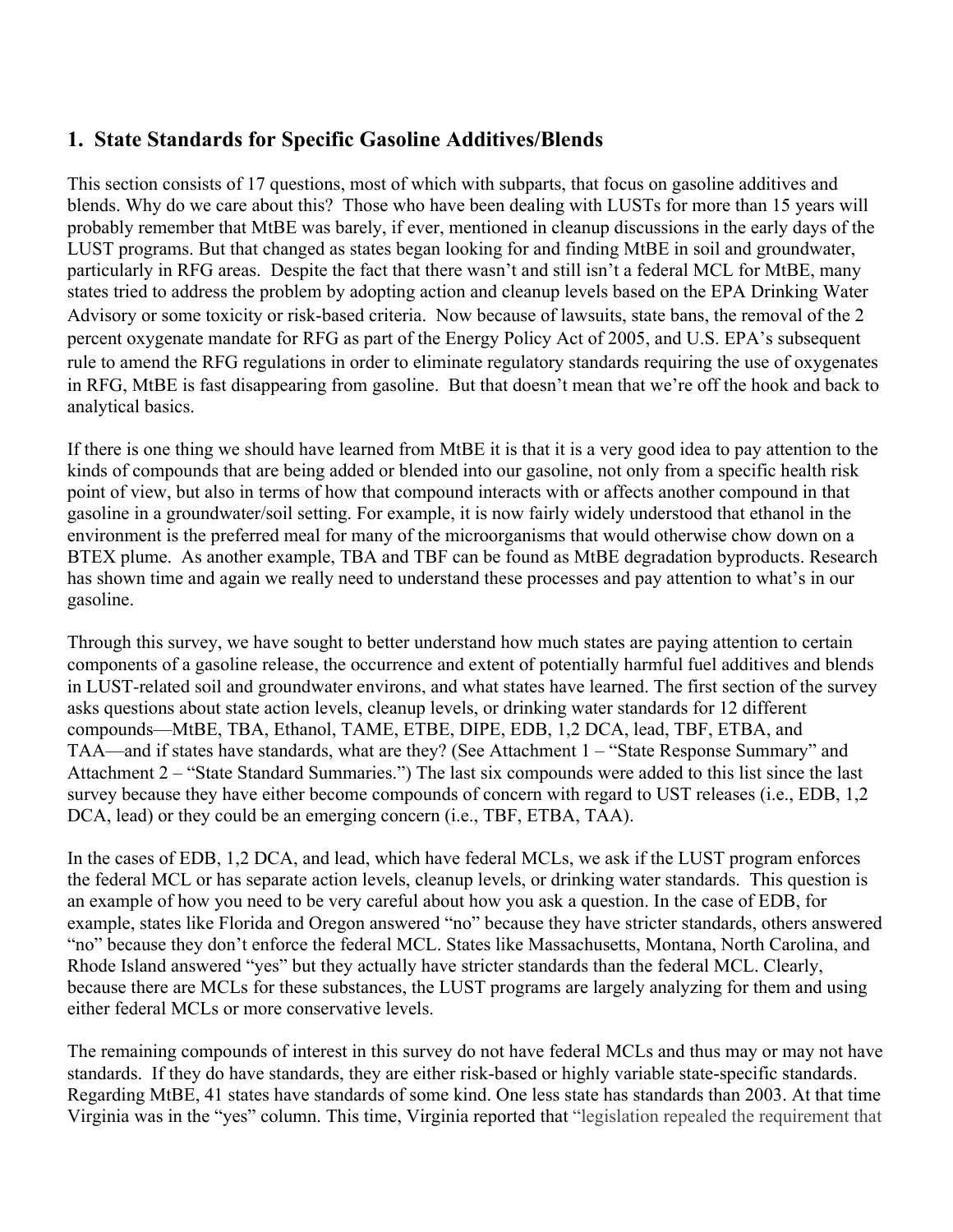## 1. State Standards for Specific Gasoline Additives/Blends

This section consists of 17 questions, most of which with subparts, that focus on gasoline additives and blends. Why do we care about this? Those who have been dealing with LUSTs for more than 15 years will probably remember that MtBE was barely, if ever, mentioned in cleanup discussions in the early days of the LUST programs. But that changed as states began looking for and finding MtBE in soil and groundwater, particularly in RFG areas. Despite the fact that there wasn't and still isn't a federal MCL for MtBE, many states tried to address the problem by adopting action and cleanup levels based on the EPA Drinking Water Advisory or some toxicity or risk-based criteria. Now because of lawsuits, state bans, the removal of the 2 percent oxygenate mandate for RFG as part of the Energy Policy Act of 2005, and U.S. EPA's subsequent rule to amend the RFG regulations in order to eliminate regulatory standards requiring the use of oxygenates in RFG, MtBE is fast disappearing from gasoline. But that doesn't mean that we're off the hook and back to analytical basics.

If there is one thing we should have learned from MtBE it is that it is a very good idea to pay attention to the kinds of compounds that are being added or blended into our gasoline, not only from a specific health risk point of view, but also in terms of how that compound interacts with or affects another compound in that gasoline in a groundwater/soil setting. For example, it is now fairly widely understood that ethanol in the environment is the preferred meal for many of the microorganisms that would otherwise chow down on a BTEX plume. As another example, TBA and TBF can be found as MtBE degradation byproducts. Research has shown time and again we really need to understand these processes and pay attention to what's in our gasoline.

Through this survey, we have sought to better understand how much states are paying attention to certain components of a gasoline release, the occurrence and extent of potentially harmful fuel additives and blends in LUST-related soil and groundwater environs, and what states have learned. The first section of the survey asks questions about state action levels, cleanup levels, or drinking water standards for 12 different compounds—MtBE, TBA, Ethanol, TAME, ETBE, DIPE, EDB, 1,2 DCA, lead, TBF, ETBA, and TAA—and if states have standards, what are they? (See Attachment 1 – "State Response Summary" and Attachment 2 – "State Standard Summaries.") The last six compounds were added to this list since the last survey because they have either become compounds of concern with regard to UST releases (i.e., EDB, 1,2 DCA, lead) or they could be an emerging concern (i.e., TBF, ETBA, TAA).

In the cases of EDB, 1,2 DCA, and lead, which have federal MCLs, we ask if the LUST program enforces the federal MCL or has separate action levels, cleanup levels, or drinking water standards. This question is an example of how you need to be very careful about how you ask a question. In the case of EDB, for example, states like Florida and Oregon answered "no" because they have stricter standards, others answered "no" because they don't enforce the federal MCL. States like Massachusetts, Montana, North Carolina, and Rhode Island answered "yes" but they actually have stricter standards than the federal MCL. Clearly, because there are MCLs for these substances, the LUST programs are largely analyzing for them and using either federal MCLs or more conservative levels.

The remaining compounds of interest in this survey do not have federal MCLs and thus may or may not have standards. If they do have standards, they are either risk-based or highly variable state-specific standards. Regarding MtBE, 41 states have standards of some kind. One less state has standards than 2003. At that time Virginia was in the "yes" column. This time, Virginia reported that "legislation repealed the requirement that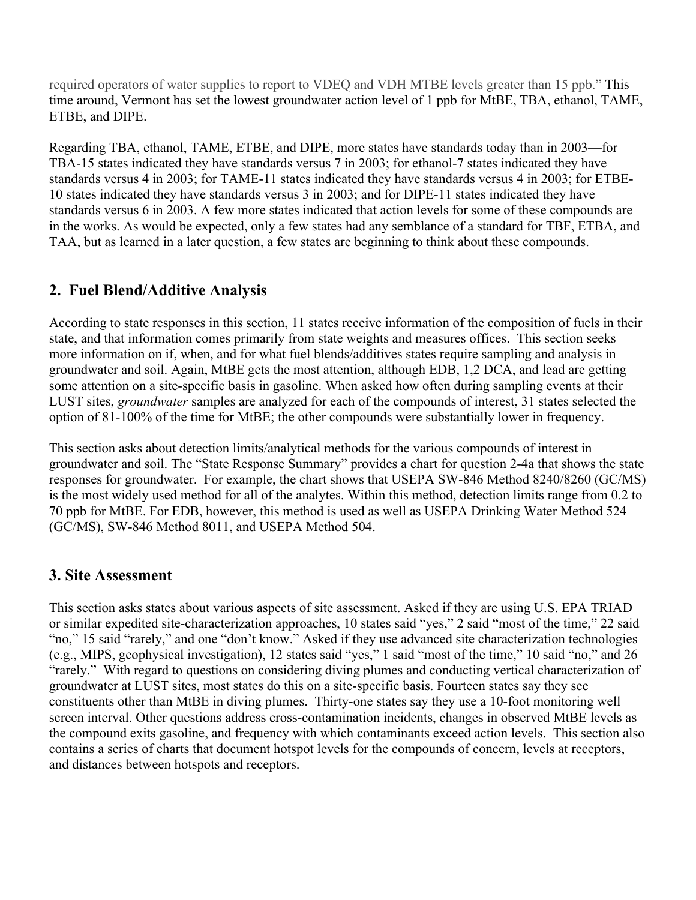required operators of water supplies to report to VDEQ and VDH MTBE levels greater than 15 ppb." This time around, Vermont has set the lowest groundwater action level of 1 ppb for MtBE, TBA, ethanol, TAME, ETBE, and DIPE.

Regarding TBA, ethanol, TAME, ETBE, and DIPE, more states have standards today than in 2003—for TBA-15 states indicated they have standards versus 7 in 2003; for ethanol-7 states indicated they have standards versus 4 in 2003; for TAME-11 states indicated they have standards versus 4 in 2003; for ETBE-10 states indicated they have standards versus 3 in 2003; and for DIPE-11 states indicated they have standards versus 6 in 2003. A few more states indicated that action levels for some of these compounds are in the works. As would be expected, only a few states had any semblance of a standard for TBF, ETBA, and TAA, but as learned in a later question, a few states are beginning to think about these compounds.

## 2. Fuel Blend/Additive Analysis

According to state responses in this section, 11 states receive information of the composition of fuels in their state, and that information comes primarily from state weights and measures offices. This section seeks more information on if, when, and for what fuel blends/additives states require sampling and analysis in groundwater and soil. Again, MtBE gets the most attention, although EDB, 1,2 DCA, and lead are getting some attention on a site-specific basis in gasoline. When asked how often during sampling events at their LUST sites, *groundwater* samples are analyzed for each of the compounds of interest, 31 states selected the option of 81-100% of the time for MtBE; the other compounds were substantially lower in frequency.

This section asks about detection limits/analytical methods for the various compounds of interest in groundwater and soil. The "State Response Summary" provides a chart for question 2-4a that shows the state responses for groundwater. For example, the chart shows that USEPA SW-846 Method 8240/8260 (GC/MS) is the most widely used method for all of the analytes. Within this method, detection limits range from 0.2 to 70 ppb for MtBE. For EDB, however, this method is used as well as USEPA Drinking Water Method 524 (GC/MS), SW-846 Method 8011, and USEPA Method 504.

## 3. Site Assessment

This section asks states about various aspects of site assessment. Asked if they are using U.S. EPA TRIAD or similar expedited site-characterization approaches, 10 states said "yes," 2 said "most of the time," 22 said "no," 15 said "rarely," and one "don't know." Asked if they use advanced site characterization technologies (e.g., MIPS, geophysical investigation), 12 states said "yes," 1 said "most of the time," 10 said "no," and 26 "rarely." With regard to questions on considering diving plumes and conducting vertical characterization of groundwater at LUST sites, most states do this on a site-specific basis. Fourteen states say they see constituents other than MtBE in diving plumes. Thirty-one states say they use a 10-foot monitoring well screen interval. Other questions address cross-contamination incidents, changes in observed MtBE levels as the compound exits gasoline, and frequency with which contaminants exceed action levels. This section also contains a series of charts that document hotspot levels for the compounds of concern, levels at receptors, and distances between hotspots and receptors.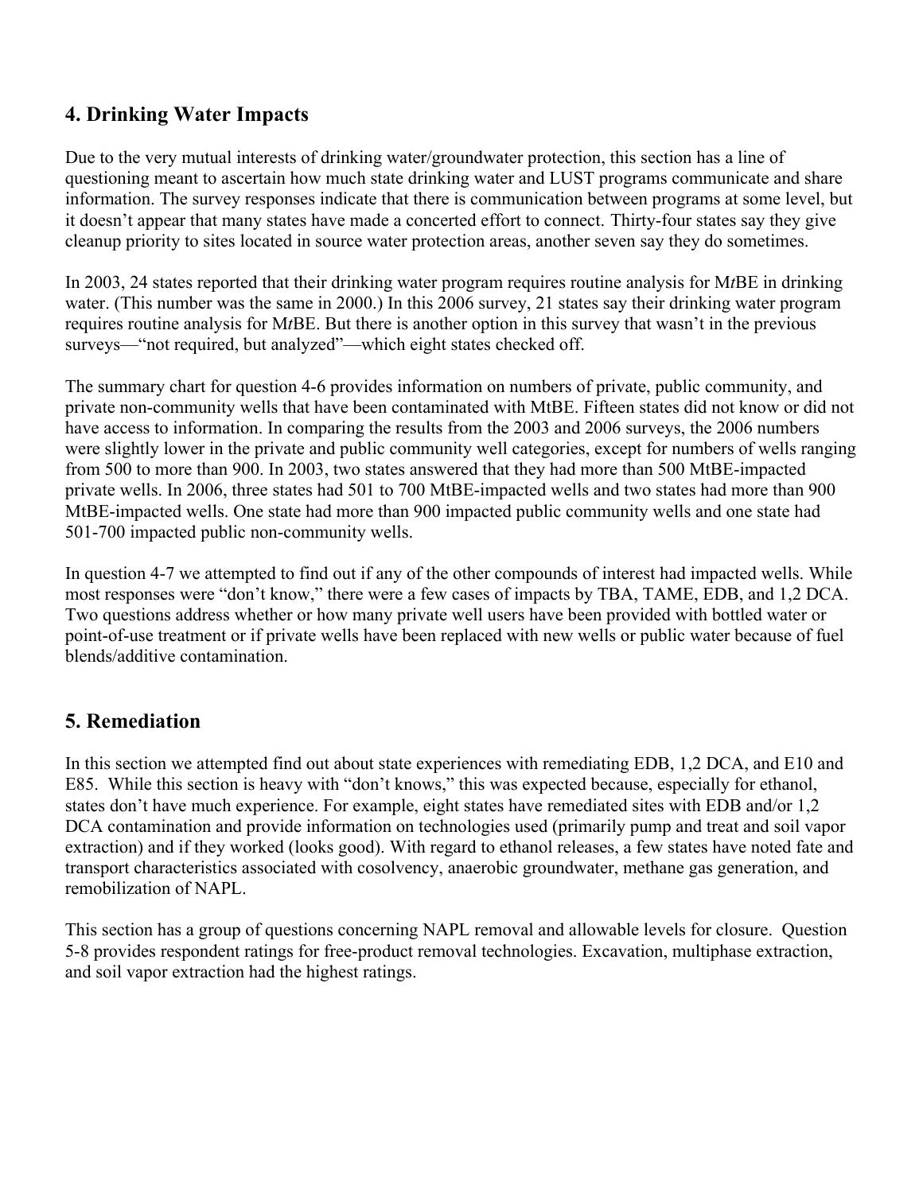## 4. Drinking Water Impacts

Due to the very mutual interests of drinking water/groundwater protection, this section has a line of questioning meant to ascertain how much state drinking water and LUST programs communicate and share information. The survey responses indicate that there is communication between programs at some level, but it doesn't appear that many states have made a concerted effort to connect. Thirty-four states say they give cleanup priority to sites located in source water protection areas, another seven say they do sometimes.

In 2003, 24 states reported that their drinking water program requires routine analysis for M*t*BE in drinking water. (This number was the same in 2000.) In this 2006 survey, 21 states say their drinking water program requires routine analysis for M*t*BE. But there is another option in this survey that wasn't in the previous surveys—"not required, but analyzed"—which eight states checked off.

The summary chart for question 4-6 provides information on numbers of private, public community, and private non-community wells that have been contaminated with MtBE. Fifteen states did not know or did not have access to information. In comparing the results from the 2003 and 2006 surveys, the 2006 numbers were slightly lower in the private and public community well categories, except for numbers of wells ranging from 500 to more than 900. In 2003, two states answered that they had more than 500 MtBE-impacted private wells. In 2006, three states had 501 to 700 MtBE-impacted wells and two states had more than 900 MtBE-impacted wells. One state had more than 900 impacted public community wells and one state had 501-700 impacted public non-community wells.

In question 4-7 we attempted to find out if any of the other compounds of interest had impacted wells. While most responses were "don't know," there were a few cases of impacts by TBA, TAME, EDB, and 1,2 DCA. Two questions address whether or how many private well users have been provided with bottled water or point-of-use treatment or if private wells have been replaced with new wells or public water because of fuel blends/additive contamination.

## 5. Remediation

In this section we attempted find out about state experiences with remediating EDB, 1,2 DCA, and E10 and E85. While this section is heavy with "don't knows," this was expected because, especially for ethanol, states don't have much experience. For example, eight states have remediated sites with EDB and/or 1,2 DCA contamination and provide information on technologies used (primarily pump and treat and soil vapor extraction) and if they worked (looks good). With regard to ethanol releases, a few states have noted fate and transport characteristics associated with cosolvency, anaerobic groundwater, methane gas generation, and remobilization of NAPL.

This section has a group of questions concerning NAPL removal and allowable levels for closure. Question 5-8 provides respondent ratings for free-product removal technologies. Excavation, multiphase extraction, and soil vapor extraction had the highest ratings.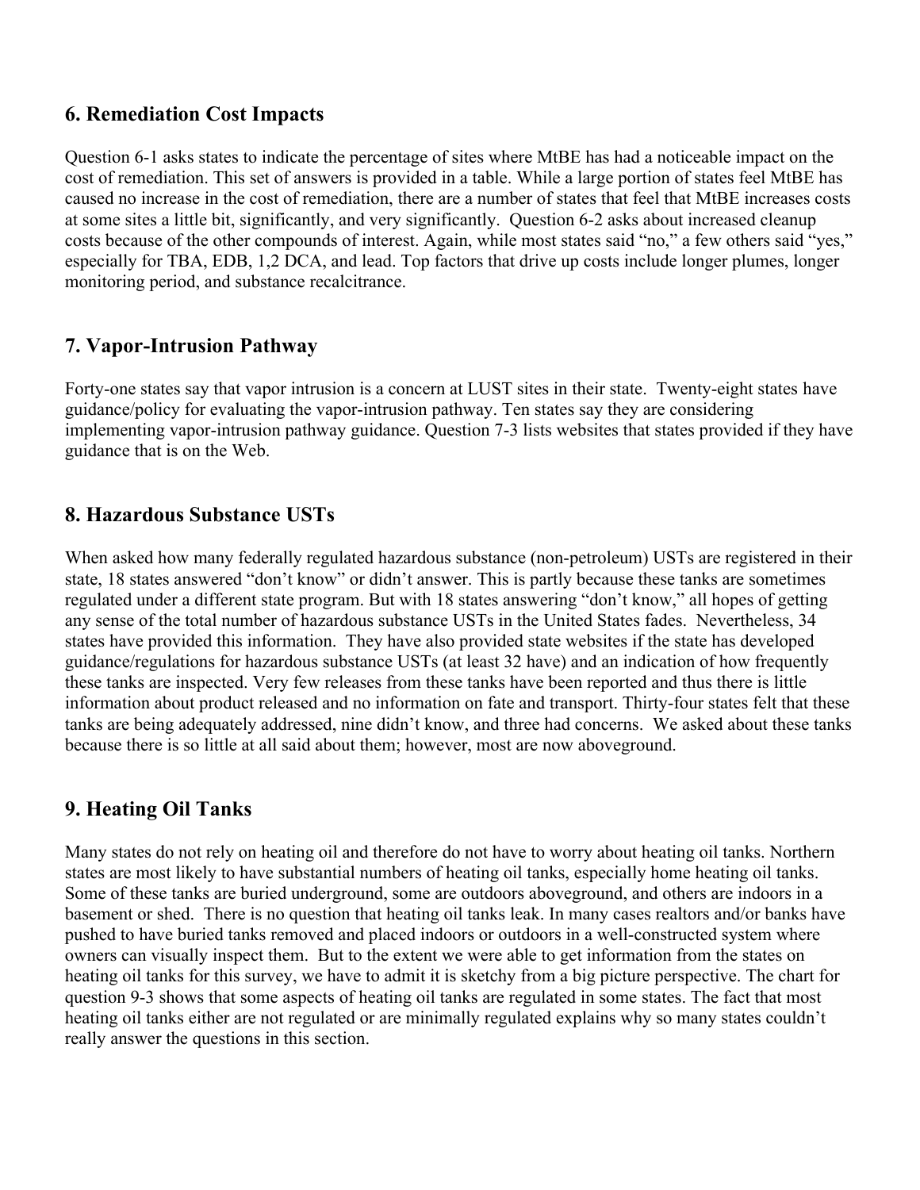## 6. Remediation Cost Impacts

Question 6-1 asks states to indicate the percentage of sites where MtBE has had a noticeable impact on the cost of remediation. This set of answers is provided in a table. While a large portion of states feel MtBE has caused no increase in the cost of remediation, there are a number of states that feel that MtBE increases costs at some sites a little bit, significantly, and very significantly. Question 6-2 asks about increased cleanup costs because of the other compounds of interest. Again, while most states said "no," a few others said "yes," especially for TBA, EDB, 1,2 DCA, and lead. Top factors that drive up costs include longer plumes, longer monitoring period, and substance recalcitrance.

## 7. Vapor-Intrusion Pathway

Forty-one states say that vapor intrusion is a concern at LUST sites in their state. Twenty-eight states have guidance/policy for evaluating the vapor-intrusion pathway. Ten states say they are considering implementing vapor-intrusion pathway guidance. Question 7-3 lists websites that states provided if they have guidance that is on the Web.

## 8. Hazardous Substance USTs

When asked how many federally regulated hazardous substance (non-petroleum) USTs are registered in their state, 18 states answered "don't know" or didn't answer. This is partly because these tanks are sometimes regulated under a different state program. But with 18 states answering "don't know," all hopes of getting any sense of the total number of hazardous substance USTs in the United States fades. Nevertheless, 34 states have provided this information. They have also provided state websites if the state has developed guidance/regulations for hazardous substance USTs (at least 32 have) and an indication of how frequently these tanks are inspected. Very few releases from these tanks have been reported and thus there is little information about product released and no information on fate and transport. Thirty-four states felt that these tanks are being adequately addressed, nine didn't know, and three had concerns. We asked about these tanks because there is so little at all said about them; however, most are now aboveground.

## 9. Heating Oil Tanks

Many states do not rely on heating oil and therefore do not have to worry about heating oil tanks. Northern states are most likely to have substantial numbers of heating oil tanks, especially home heating oil tanks. Some of these tanks are buried underground, some are outdoors aboveground, and others are indoors in a basement or shed. There is no question that heating oil tanks leak. In many cases realtors and/or banks have pushed to have buried tanks removed and placed indoors or outdoors in a well-constructed system where owners can visually inspect them. But to the extent we were able to get information from the states on heating oil tanks for this survey, we have to admit it is sketchy from a big picture perspective. The chart for question 9-3 shows that some aspects of heating oil tanks are regulated in some states. The fact that most heating oil tanks either are not regulated or are minimally regulated explains why so many states couldn't really answer the questions in this section.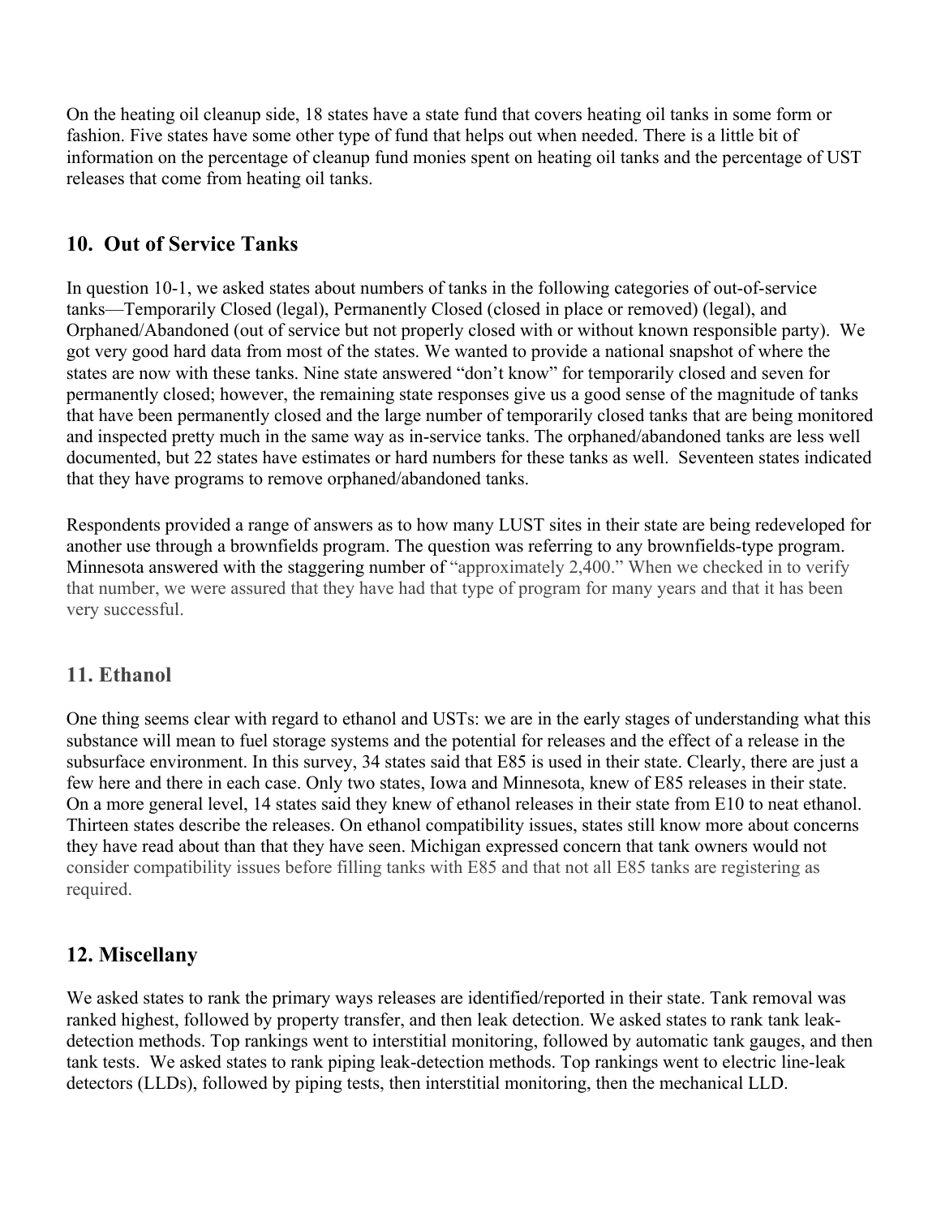On the heating oil cleanup side, 18 states have a state fund that covers heating oil tanks in some form or fashion. Five states have some other type of fund that helps out when needed. There is a little bit of information on the percentage of cleanup fund monies spent on heating oil tanks and the percentage of UST releases that come from heating oil tanks.

## 10. Out of Service Tanks

In question 10-1, we asked states about numbers of tanks in the following categories of out-of-service tanks—Temporarily Closed (legal), Permanently Closed (closed in place or removed) (legal), and Orphaned/Abandoned (out of service but not properly closed with or without known responsible party). We got very good hard data from most of the states. We wanted to provide a national snapshot of where the states are now with these tanks. Nine state answered "don't know" for temporarily closed and seven for permanently closed; however, the remaining state responses give us a good sense of the magnitude of tanks that have been permanently closed and the large number of temporarily closed tanks that are being monitored and inspected pretty much in the same way as in-service tanks. The orphaned/abandoned tanks are less well documented, but 22 states have estimates or hard numbers for these tanks as well. Seventeen states indicated that they have programs to remove orphaned/abandoned tanks.

Respondents provided a range of answers as to how many LUST sites in their state are being redeveloped for another use through a brownfields program. The question was referring to any brownfields-type program. Minnesota answered with the staggering number of "approximately 2,400." When we checked in to verify that number, we were assured that they have had that type of program for many years and that it has been very successful.

## 11. Ethanol

One thing seems clear with regard to ethanol and USTs: we are in the early stages of understanding what this substance will mean to fuel storage systems and the potential for releases and the effect of a release in the subsurface environment. In this survey, 34 states said that E85 is used in their state. Clearly, there are just a few here and there in each case. Only two states, Iowa and Minnesota, knew of E85 releases in their state. On a more general level, 14 states said they knew of ethanol releases in their state from E10 to neat ethanol. Thirteen states describe the releases. On ethanol compatibility issues, states still know more about concerns they have read about than that they have seen. Michigan expressed concern that tank owners would not consider compatibility issues before filling tanks with E85 and that not all E85 tanks are registering as required.

## 12. Miscellany

We asked states to rank the primary ways releases are identified/reported in their state. Tank removal was ranked highest, followed by property transfer, and then leak detection. We asked states to rank tank leak-detection methods. Top rankings went to interstitial monitoring, followed by automatic tank gauges, and then tank tests. We asked states to rank piping leak-detection methods. Top rankings went to electric line-leak detectors (LLDs), followed by piping tests, then interstitial monitoring, then the mechanical LLD.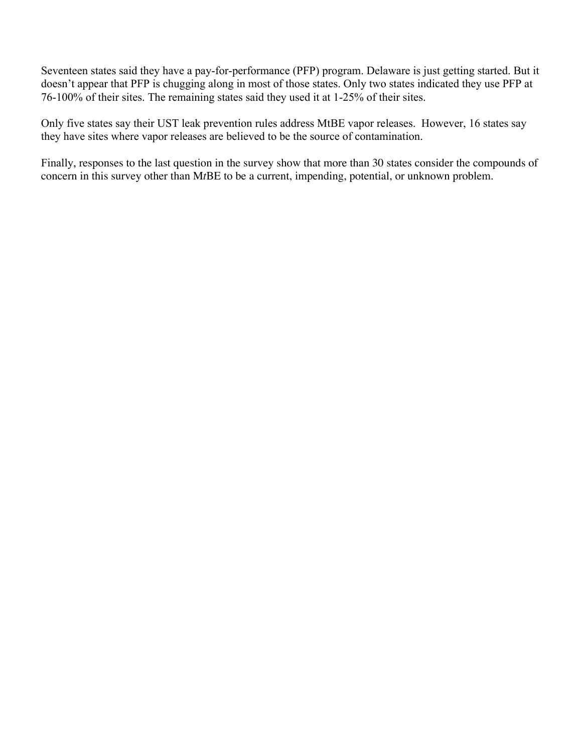Seventeen states said they have a pay-for-performance (PFP) program. Delaware is just getting started. But it doesn't appear that PFP is chugging along in most of those states. Only two states indicated they use PFP at 76-100% of their sites. The remaining states said they used it at 1-25% of their sites.

Only five states say their UST leak prevention rules address MtBE vapor releases. However, 16 states say they have sites where vapor releases are believed to be the source of contamination.

Finally, responses to the last question in the survey show that more than 30 states consider the compounds of concern in this survey other than M*t*BE to be a current, impending, potential, or unknown problem.